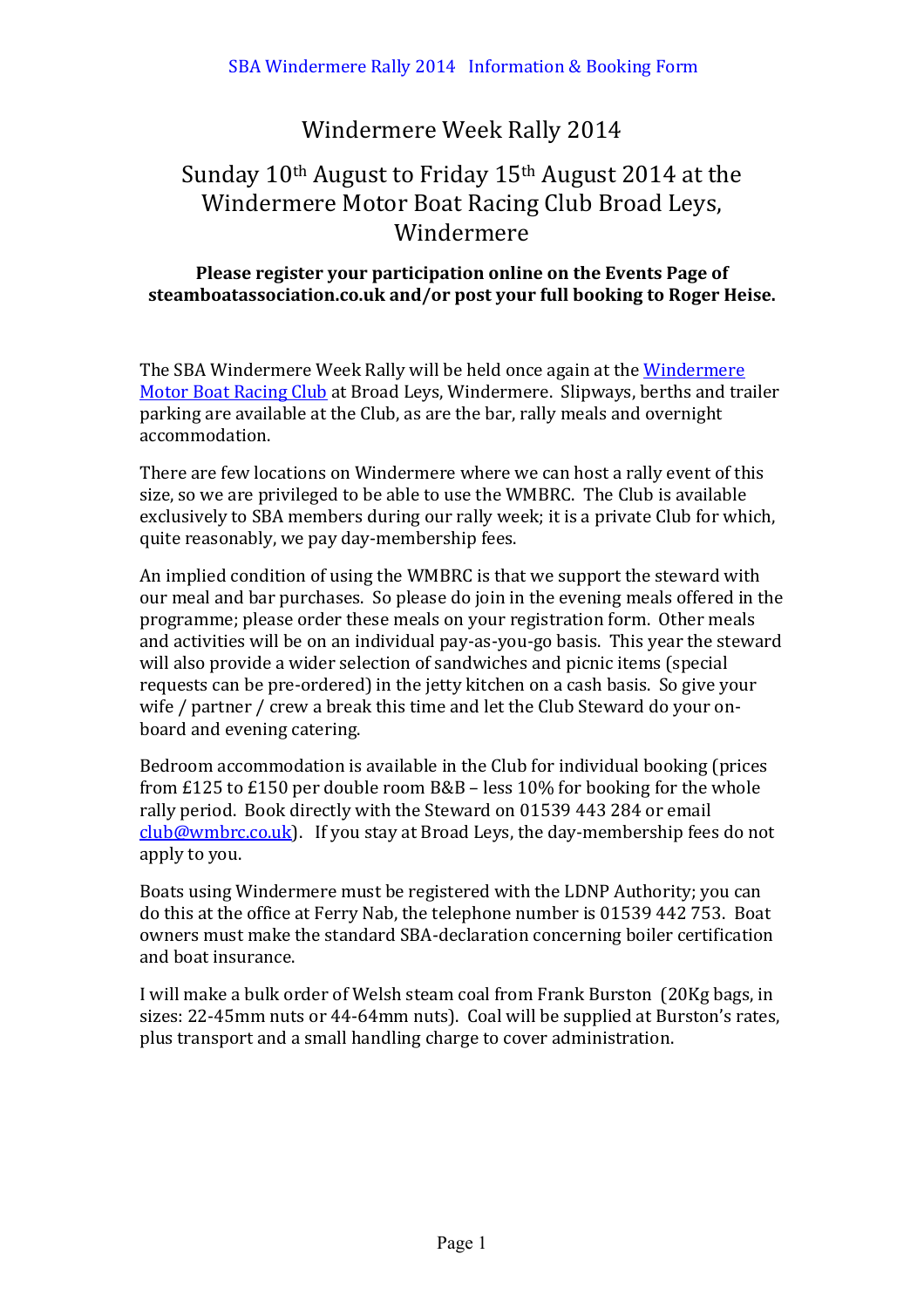# Windermere Week Rally 2014

## Sunday 10th August to Friday 15th August 2014 at the Windermere Motor Boat Racing Club Broad Leys, Windermere

**Please register your participation online on the Events Page of steamboatassociation.co.uk and/or post your full booking to Roger Heise.**

The SBA Windermere Week Rally will be held once again at the Windermere Motor Boat Racing Club at Broad Leys, Windermere. Slipways, berths and trailer parking are available at the Club, as are the bar, rally meals and overnight accommodation.

There are few locations on Windermere where we can host a rally event of this size, so we are privileged to be able to use the WMBRC. The Club is available exclusively to SBA members during our rally week; it is a private Club for which, quite reasonably, we pay day-membership fees.

An implied condition of using the WMBRC is that we support the steward with our meal and bar purchases. So please do join in the evening meals offered in the programme; please order these meals on your registration form. Other meals and activities will be on an individual pay-as-you-go basis. This year the steward will also provide a wider selection of sandwiches and picnic items (special requests can be pre-ordered) in the jetty kitchen on a cash basis. So give your wife / partner / crew a break this time and let the Club Steward do your on-board and evening catering.

Bedroom accommodation is available in the Club for individual booking (prices from £125 to £150 per double room B&B – less 10% for booking for the whole rally period. Book directly with the Steward on 01539 443 284 or email club@wmbrc.co.uk). If you stay at Broad Leys, the day-membership fees do not apply to you.

Boats using Windermere must be registered with the LDNP Authority; you can do this at the office at Ferry Nab, the telephone number is 01539 442 753. Boat owners must make the standard SBA-declaration concerning boiler certification and boat insurance.

I will make a bulk order of Welsh steam coal from Frank Burston (20Kg bags, in sizes: 22-45mm nuts or 44-64mm nuts). Coal will be supplied at Burston's rates, plus transport and a small handling charge to cover administration.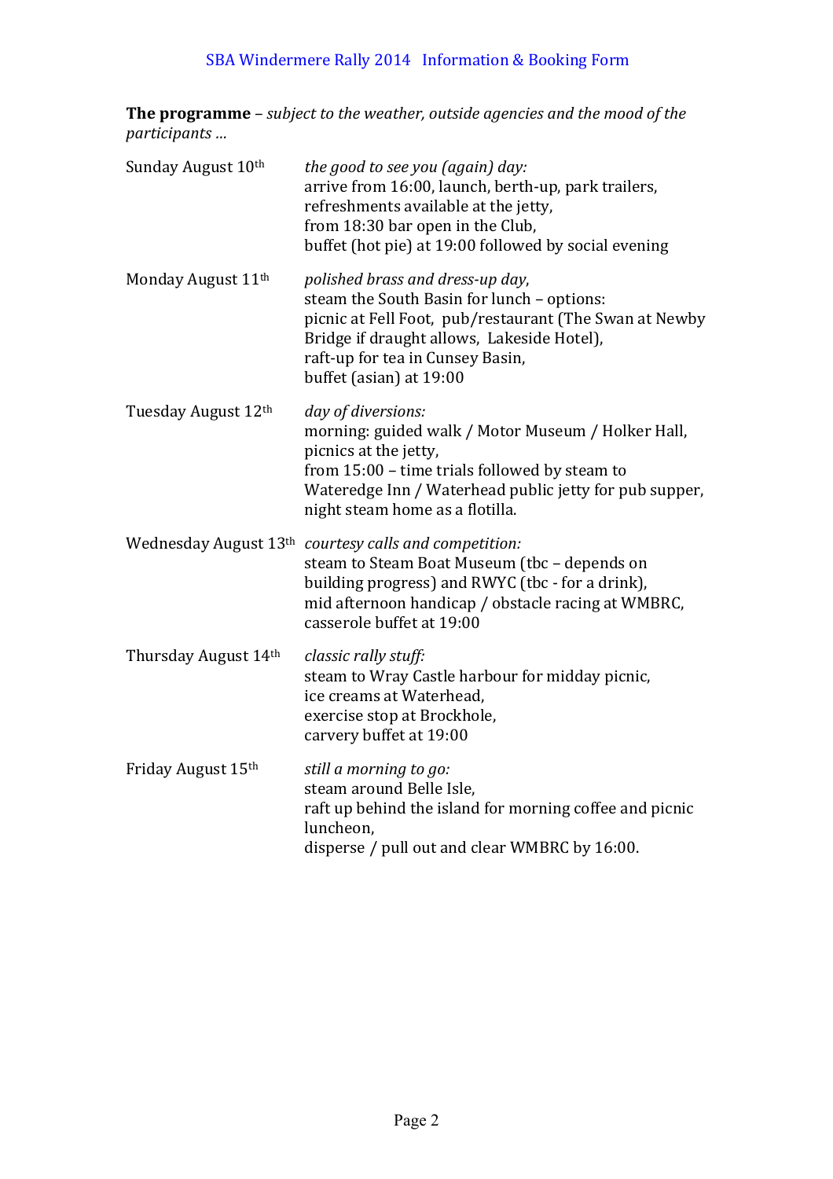**The programme** – *subject to the weather, outside agencies and the mood of the participants …*

| | |
|---|---|
| Sunday August 10th | *the good to see you (again) day:* arrive from 16:00, launch, berth-up, park trailers, refreshments available at the jetty, from 18:30 bar open in the Club, buffet (hot pie) at 19:00 followed by social evening |
| Monday August 11th | *polished brass and dress-up day*, steam the South Basin for lunch – options: picnic at Fell Foot, pub/restaurant (The Swan at Newby Bridge if draught allows, Lakeside Hotel), raft-up for tea in Cunsey Basin, buffet (asian) at 19:00 |
| Tuesday August 12th | *day of diversions:* morning: guided walk / Motor Museum / Holker Hall, picnics at the jetty, from 15:00 – time trials followed by steam to Wateredge Inn / Waterhead public jetty for pub supper, night steam home as a flotilla. |
| Wednesday August 13th | *courtesy calls and competition:* steam to Steam Boat Museum (tbc – depends on building progress) and RWYC (tbc - for a drink), mid afternoon handicap / obstacle racing at WMBRC, casserole buffet at 19:00 |
| Thursday August 14th | *classic rally stuff:* steam to Wray Castle harbour for midday picnic, ice creams at Waterhead, exercise stop at Brockhole, carvery buffet at 19:00 |
| Friday August 15th | *still a morning to go:* steam around Belle Isle, raft up behind the island for morning coffee and picnic luncheon, disperse / pull out and clear WMBRC by 16:00. |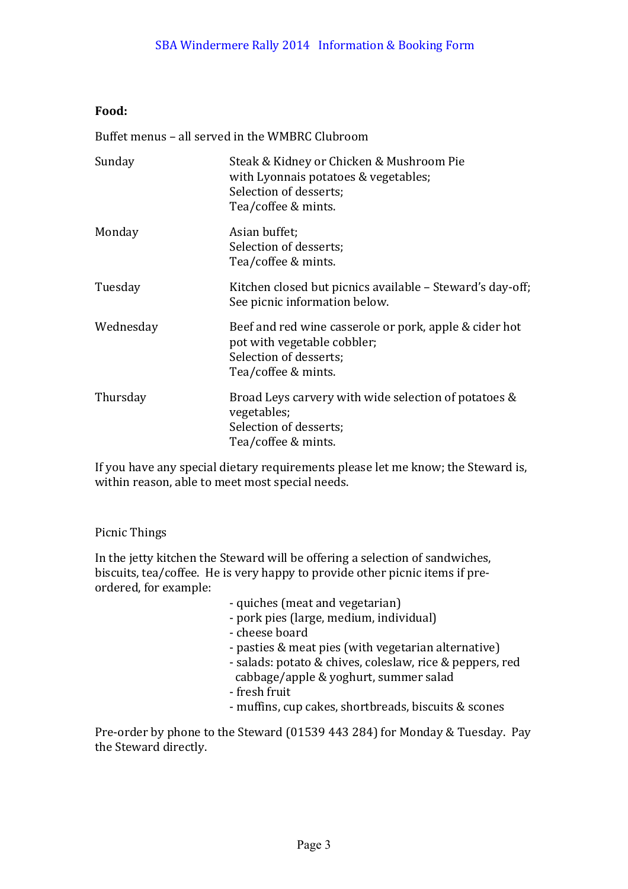**Food:**

Buffet menus – all served in the WMBRC Clubroom

| | |
|---|---|
| Sunday | Steak & Kidney or Chicken & Mushroom Pie with Lyonnais potatoes & vegetables; Selection of desserts; Tea/coffee & mints. |
| Monday | Asian buffet; Selection of desserts; Tea/coffee & mints. |
| Tuesday | Kitchen closed but picnics available – Steward's day-off; See picnic information below. |
| Wednesday | Beef and red wine casserole or pork, apple & cider hot pot with vegetable cobbler; Selection of desserts; Tea/coffee & mints. |
| Thursday | Broad Leys carvery with wide selection of potatoes & vegetables; Selection of desserts; Tea/coffee & mints. |

If you have any special dietary requirements please let me know; the Steward is, within reason, able to meet most special needs.

Picnic Things

In the jetty kitchen the Steward will be offering a selection of sandwiches, biscuits, tea/coffee. He is very happy to provide other picnic items if pre-ordered, for example:

- quiches (meat and vegetarian)
- pork pies (large, medium, individual)
- cheese board
- pasties & meat pies (with vegetarian alternative)
- salads: potato & chives, coleslaw, rice & peppers, red cabbage/apple & yoghurt, summer salad
- fresh fruit
- muffins, cup cakes, shortbreads, biscuits & scones

Pre-order by phone to the Steward (01539 443 284) for Monday & Tuesday. Pay the Steward directly.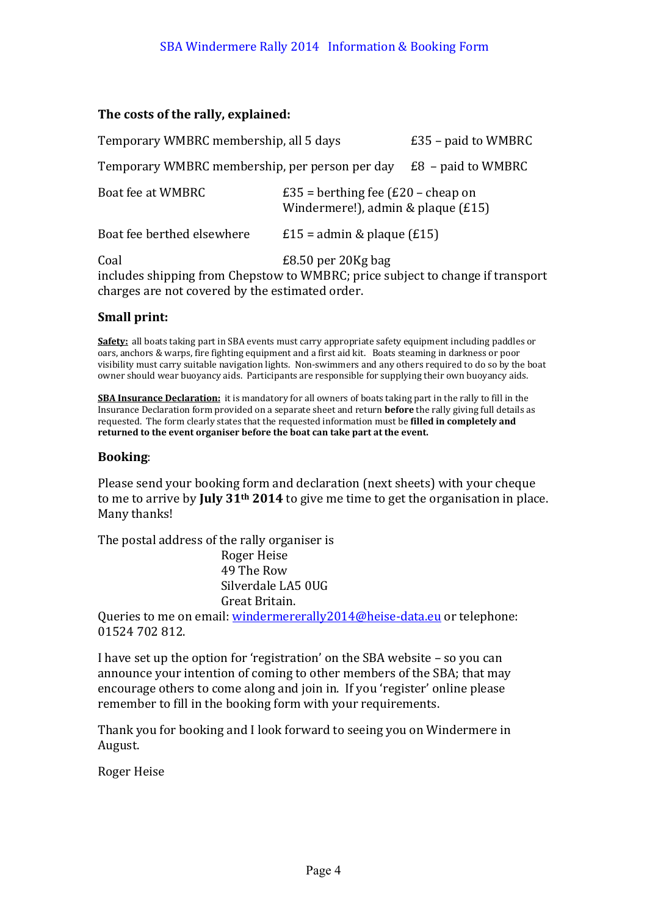### The costs of the rally, explained:

| | |
|---|---|
| Temporary WMBRC membership, all 5 days | £35 – paid to WMBRC |
| Temporary WMBRC membership, per person per day | £8 – paid to WMBRC |
| Boat fee at WMBRC | £35 = berthing fee (£20 – cheap on Windermere!), admin & plaque (£15) |
| Boat fee berthed elsewhere | £15 = admin & plaque (£15) |
| Coal | £8.50 per 20Kg bag |

includes shipping from Chepstow to WMBRC; price subject to change if transport charges are not covered by the estimated order.

### Small print:

**Safety:** all boats taking part in SBA events must carry appropriate safety equipment including paddles or oars, anchors & warps, fire fighting equipment and a first aid kit. Boats steaming in darkness or poor visibility must carry suitable navigation lights. Non-swimmers and any others required to do so by the boat owner should wear buoyancy aids. Participants are responsible for supplying their own buoyancy aids.

**SBA Insurance Declaration:** it is mandatory for all owners of boats taking part in the rally to fill in the Insurance Declaration form provided on a separate sheet and return **before** the rally giving full details as requested. The form clearly states that the requested information must be **filled in completely and returned to the event organiser before the boat can take part at the event.**

### Booking:

Please send your booking form and declaration (next sheets) with your cheque to me to arrive by **July 31th 2014** to give me time to get the organisation in place. Many thanks!

The postal address of the rally organiser is

Roger Heise
49 The Row
Silverdale LA5 0UG
Great Britain.

Queries to me on email: windermererally2014@heise-data.eu or telephone: 01524 702 812.

I have set up the option for 'registration' on the SBA website – so you can announce your intention of coming to other members of the SBA; that may encourage others to come along and join in. If you 'register' online please remember to fill in the booking form with your requirements.

Thank you for booking and I look forward to seeing you on Windermere in August.

Roger Heise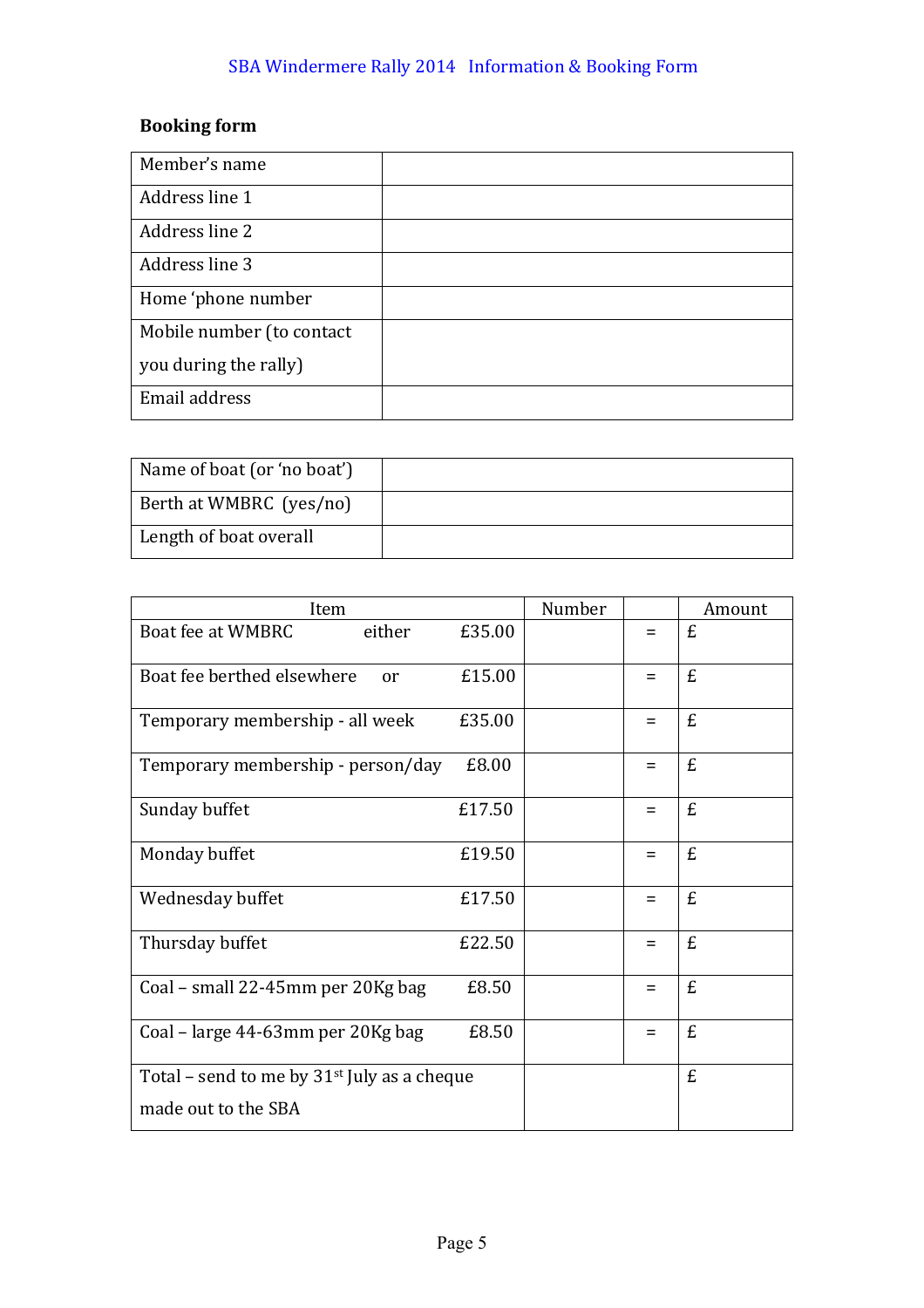**Booking form**

| Member's name | |
|---|---|
| Address line 1 | |
| Address line 2 | |
| Address line 3 | |
| Home 'phone number | |
| Mobile number (to contact you during the rally) | |
| Email address | |

| Name of boat (or 'no boat') | |
|---|---|
| Berth at WMBRC (yes/no) | |
| Length of boat overall | |

| Item | | | Number | | Amount |
|---|---|---|---|---|---|
| Boat fee at WMBRC | either | £35.00 | | = | £ |
| Boat fee berthed elsewhere | or | £15.00 | | = | £ |
| Temporary membership - all week | | £35.00 | | = | £ |
| Temporary membership - person/day | | £8.00 | | = | £ |
| Sunday buffet | | £17.50 | | = | £ |
| Monday buffet | | £19.50 | | = | £ |
| Wednesday buffet | | £17.50 | | = | £ |
| Thursday buffet | | £22.50 | | = | £ |
| Coal – small 22-45mm per 20Kg bag | | £8.50 | | = | £ |
| Coal – large 44-63mm per 20Kg bag | | £8.50 | | = | £ |
| Total – send to me by 31st July as a cheque made out to the SBA | | | | | £ |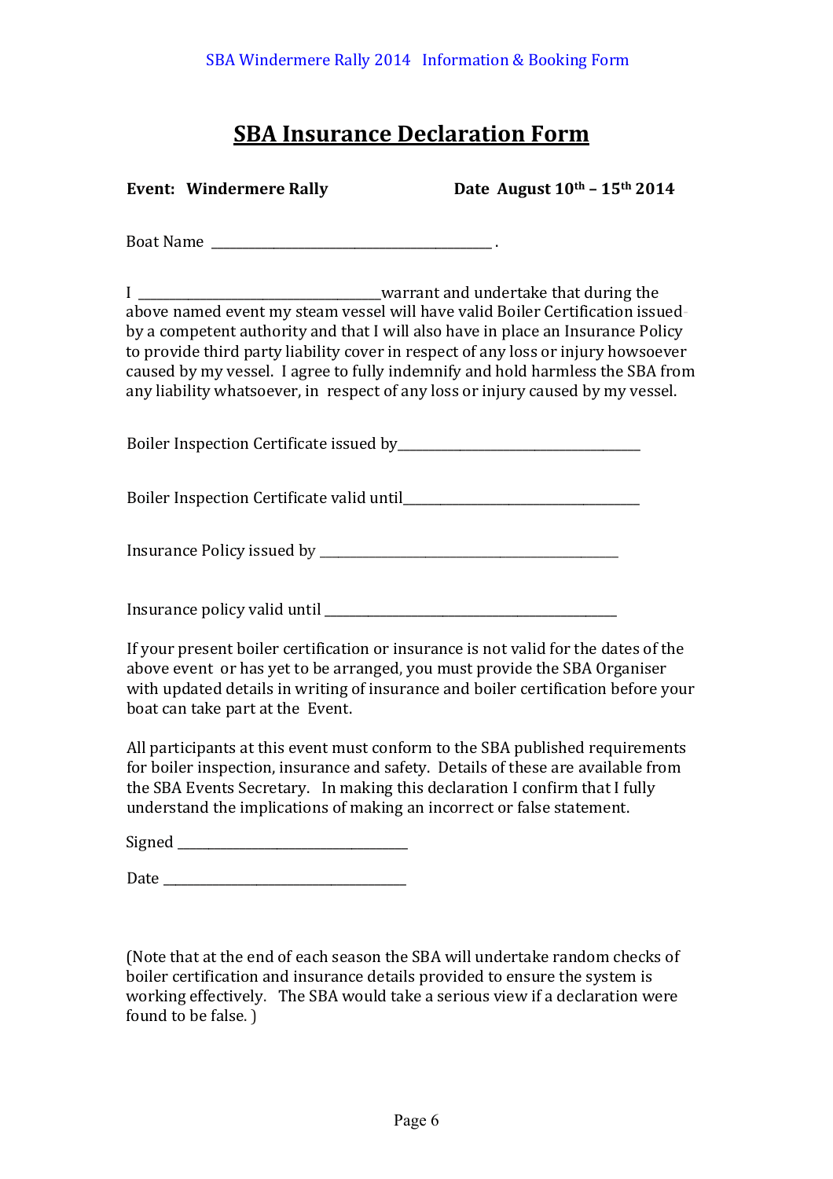# SBA Insurance Declaration Form

**Event: Windermere Rally** **Date August 10th – 15th 2014**

Boat Name \_\_\_\_\_\_\_\_\_\_\_\_\_\_\_\_\_\_\_\_\_\_\_\_\_\_\_\_\_\_\_\_\_\_\_\_\_\_\_\_ .

I \_\_\_\_\_\_\_\_\_\_\_\_\_\_\_\_\_\_\_\_\_\_\_\_\_\_\_\_\_\_\_\_\_\_\_warrant and undertake that during the above named event my steam vessel will have valid Boiler Certification issued by a competent authority and that I will also have in place an Insurance Policy to provide third party liability cover in respect of any loss or injury howsoever caused by my vessel. I agree to fully indemnify and hold harmless the SBA from any liability whatsoever, in respect of any loss or injury caused by my vessel.

Boiler Inspection Certificate issued by\_\_\_\_\_\_\_\_\_\_\_\_\_\_\_\_\_\_\_\_\_\_\_\_\_\_\_\_\_\_\_\_\_\_\_

Boiler Inspection Certificate valid until\_\_\_\_\_\_\_\_\_\_\_\_\_\_\_\_\_\_\_\_\_\_\_\_\_\_\_\_\_\_\_\_\_\_

Insurance Policy issued by \_\_\_\_\_\_\_\_\_\_\_\_\_\_\_\_\_\_\_\_\_\_\_\_\_\_\_\_\_\_\_\_\_\_\_\_\_\_\_\_\_\_

Insurance policy valid until \_\_\_\_\_\_\_\_\_\_\_\_\_\_\_\_\_\_\_\_\_\_\_\_\_\_\_\_\_\_\_\_\_\_\_\_\_\_\_\_\_

If your present boiler certification or insurance is not valid for the dates of the above event or has yet to be arranged, you must provide the SBA Organiser with updated details in writing of insurance and boiler certification before your boat can take part at the Event.

All participants at this event must conform to the SBA published requirements for boiler inspection, insurance and safety. Details of these are available from the SBA Events Secretary. In making this declaration I confirm that I fully understand the implications of making an incorrect or false statement.

Signed \_\_\_\_\_\_\_\_\_\_\_\_\_\_\_\_\_\_\_\_\_\_\_\_\_\_\_\_\_\_\_\_\_\_

Date \_\_\_\_\_\_\_\_\_\_\_\_\_\_\_\_\_\_\_\_\_\_\_\_\_\_\_\_\_\_\_\_\_\_\_

(Note that at the end of each season the SBA will undertake random checks of boiler certification and insurance details provided to ensure the system is working effectively. The SBA would take a serious view if a declaration were found to be false. )